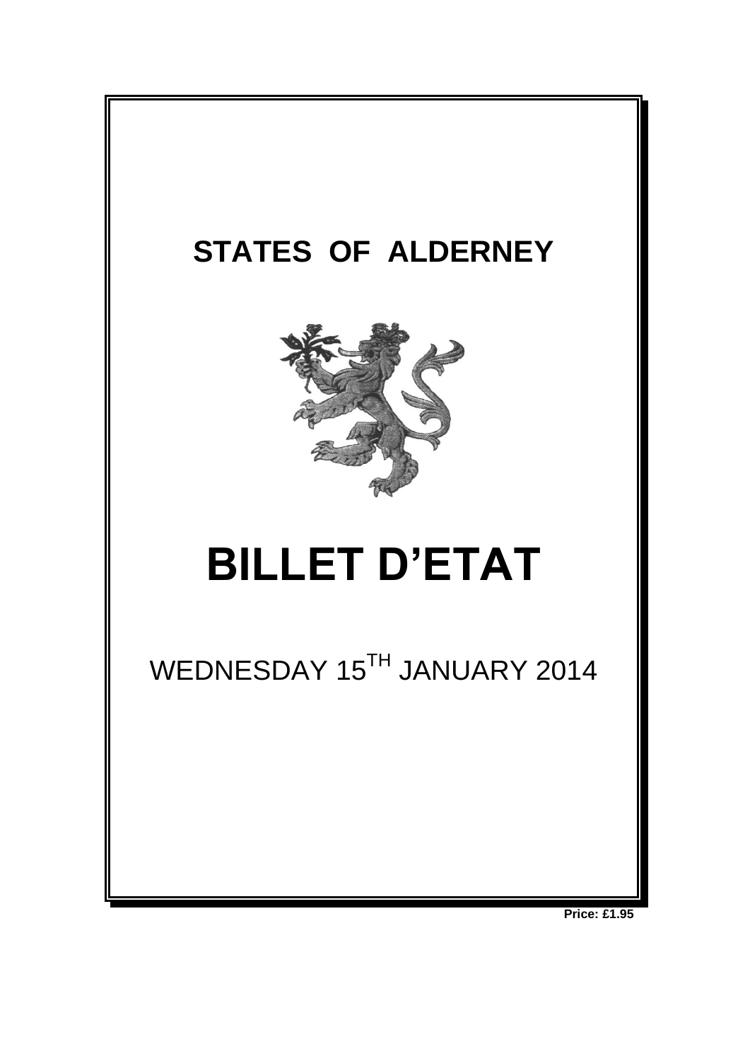# STATES OF ALDERNEY

# BILLET D'ETAT

WEDNESDAY 15TH JANUARY 2014

**Price: £1.95**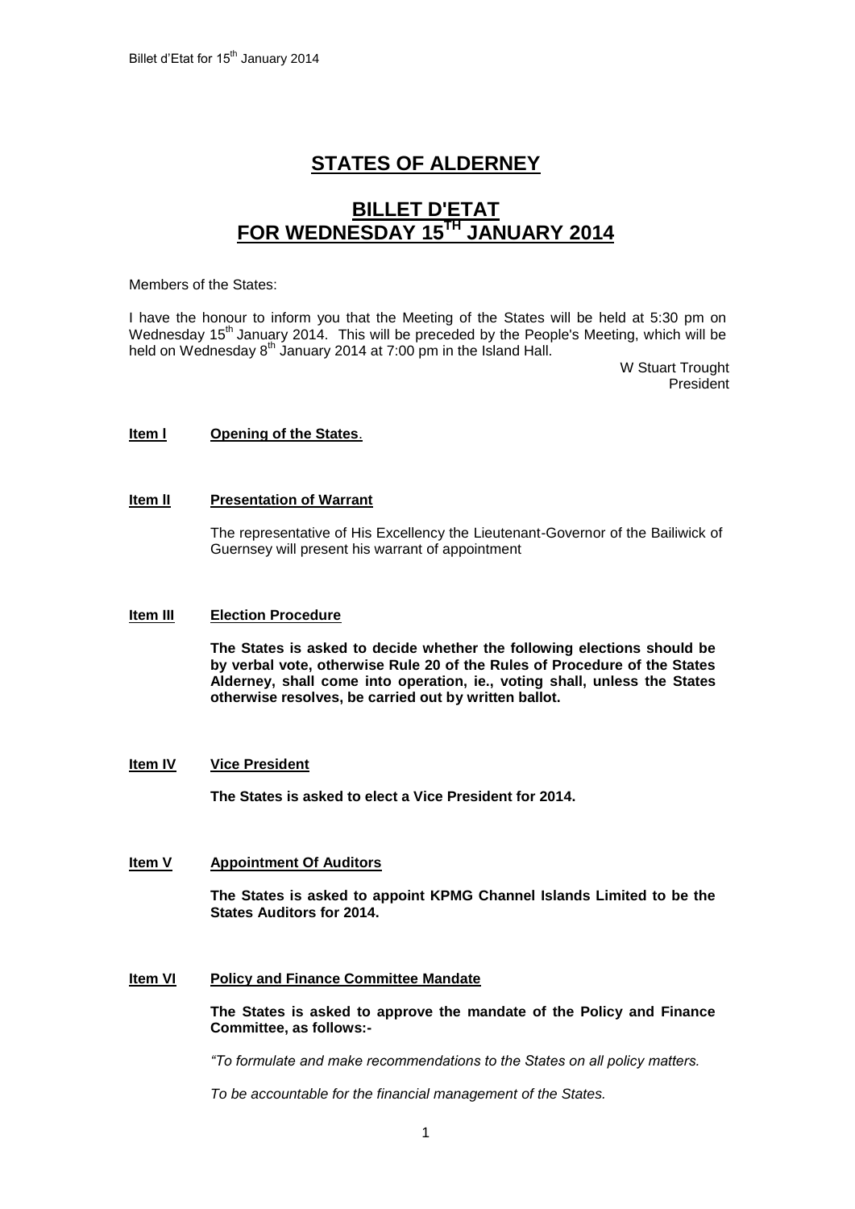# STATES OF ALDERNEY

# BILLET D'ETAT FOR WEDNESDAY 15TH JANUARY 2014

Members of the States:

I have the honour to inform you that the Meeting of the States will be held at 5:30 pm on Wednesday 15th January 2014. This will be preceded by the People's Meeting, which will be held on Wednesday 8th January 2014 at 7:00 pm in the Island Hall.

W Stuart Trought
President

**Item I** **Opening of the States**.

**Item II** **Presentation of Warrant**

The representative of His Excellency the Lieutenant-Governor of the Bailiwick of Guernsey will present his warrant of appointment

**Item III** **Election Procedure**

**The States is asked to decide whether the following elections should be by verbal vote, otherwise Rule 20 of the Rules of Procedure of the States Alderney, shall come into operation, ie., voting shall, unless the States otherwise resolves, be carried out by written ballot.**

**Item IV** **Vice President**

**The States is asked to elect a Vice President for 2014.**

**Item V** **Appointment Of Auditors**

**The States is asked to appoint KPMG Channel Islands Limited to be the States Auditors for 2014.**

**Item VI** **Policy and Finance Committee Mandate**

**The States is asked to approve the mandate of the Policy and Finance Committee, as follows:-**

*"To formulate and make recommendations to the States on all policy matters.*

*To be accountable for the financial management of the States.*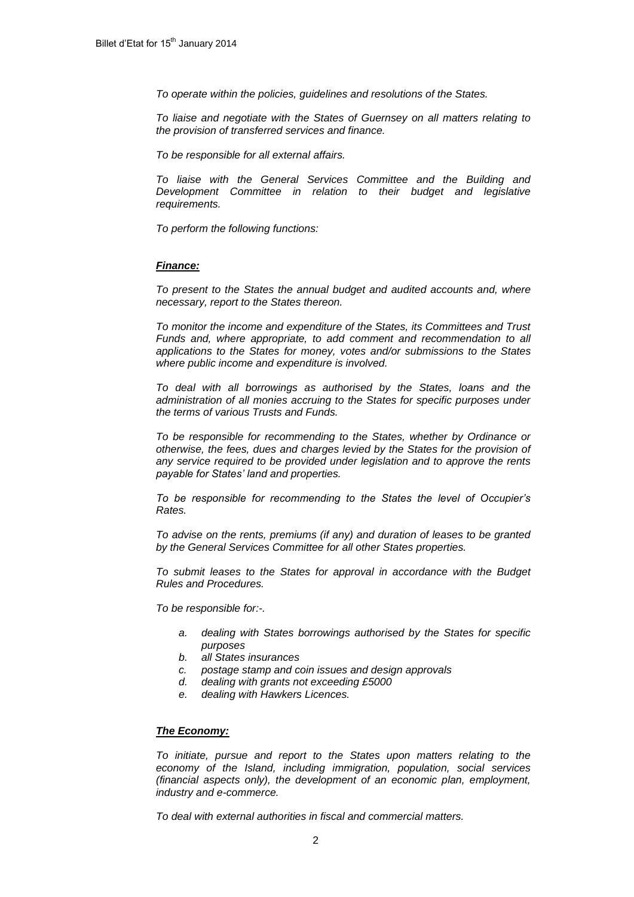*To operate within the policies, guidelines and resolutions of the States.*

*To liaise and negotiate with the States of Guernsey on all matters relating to the provision of transferred services and finance.*

*To be responsible for all external affairs.*

*To liaise with the General Services Committee and the Building and Development Committee in relation to their budget and legislative requirements.*

*To perform the following functions:*

***Finance:***

*To present to the States the annual budget and audited accounts and, where necessary, report to the States thereon.*

*To monitor the income and expenditure of the States, its Committees and Trust Funds and, where appropriate, to add comment and recommendation to all applications to the States for money, votes and/or submissions to the States where public income and expenditure is involved.*

*To deal with all borrowings as authorised by the States, loans and the administration of all monies accruing to the States for specific purposes under the terms of various Trusts and Funds.*

*To be responsible for recommending to the States, whether by Ordinance or otherwise, the fees, dues and charges levied by the States for the provision of any service required to be provided under legislation and to approve the rents payable for States' land and properties.*

*To be responsible for recommending to the States the level of Occupier's Rates.*

*To advise on the rents, premiums (if any) and duration of leases to be granted by the General Services Committee for all other States properties.*

*To submit leases to the States for approval in accordance with the Budget Rules and Procedures.*

*To be responsible for:-.*

- *a. dealing with States borrowings authorised by the States for specific purposes*
- *b. all States insurances*
- *c. postage stamp and coin issues and design approvals*
- *d. dealing with grants not exceeding £5000*
- *e. dealing with Hawkers Licences.*

***The Economy:***

*To initiate, pursue and report to the States upon matters relating to the economy of the Island, including immigration, population, social services (financial aspects only), the development of an economic plan, employment, industry and e-commerce.*

*To deal with external authorities in fiscal and commercial matters.*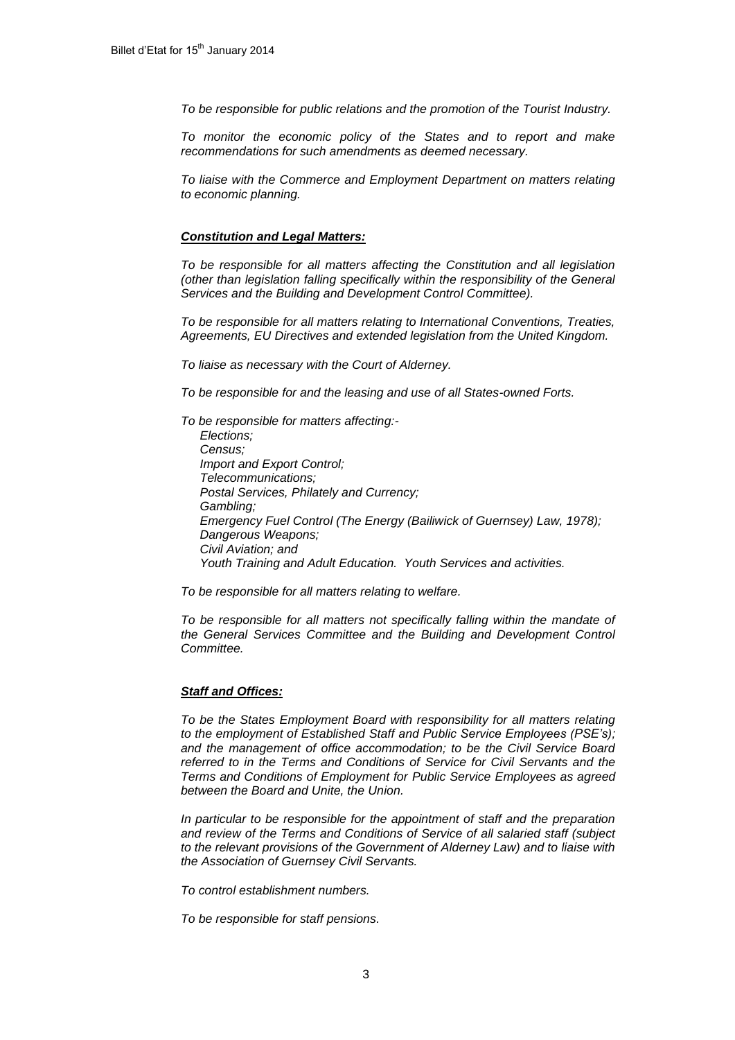*To be responsible for public relations and the promotion of the Tourist Industry.*

*To monitor the economic policy of the States and to report and make recommendations for such amendments as deemed necessary.*

*To liaise with the Commerce and Employment Department on matters relating to economic planning.*

***Constitution and Legal Matters:***

*To be responsible for all matters affecting the Constitution and all legislation (other than legislation falling specifically within the responsibility of the General Services and the Building and Development Control Committee).*

*To be responsible for all matters relating to International Conventions, Treaties, Agreements, EU Directives and extended legislation from the United Kingdom.*

*To liaise as necessary with the Court of Alderney.*

*To be responsible for and the leasing and use of all States-owned Forts.*

*To be responsible for matters affecting:-*

- *Elections;*
- *Census;*
- *Import and Export Control;*
- *Telecommunications;*
- *Postal Services, Philately and Currency;*
- *Gambling;*
- *Emergency Fuel Control (The Energy (Bailiwick of Guernsey) Law, 1978);*
- *Dangerous Weapons;*
- *Civil Aviation; and*
- *Youth Training and Adult Education. Youth Services and activities.*

*To be responsible for all matters relating to welfare.*

*To be responsible for all matters not specifically falling within the mandate of the General Services Committee and the Building and Development Control Committee.*

***Staff and Offices:***

*To be the States Employment Board with responsibility for all matters relating to the employment of Established Staff and Public Service Employees (PSE's); and the management of office accommodation; to be the Civil Service Board referred to in the Terms and Conditions of Service for Civil Servants and the Terms and Conditions of Employment for Public Service Employees as agreed between the Board and Unite, the Union.*

*In particular to be responsible for the appointment of staff and the preparation and review of the Terms and Conditions of Service of all salaried staff (subject to the relevant provisions of the Government of Alderney Law) and to liaise with the Association of Guernsey Civil Servants.*

*To control establishment numbers.*

*To be responsible for staff pensions.*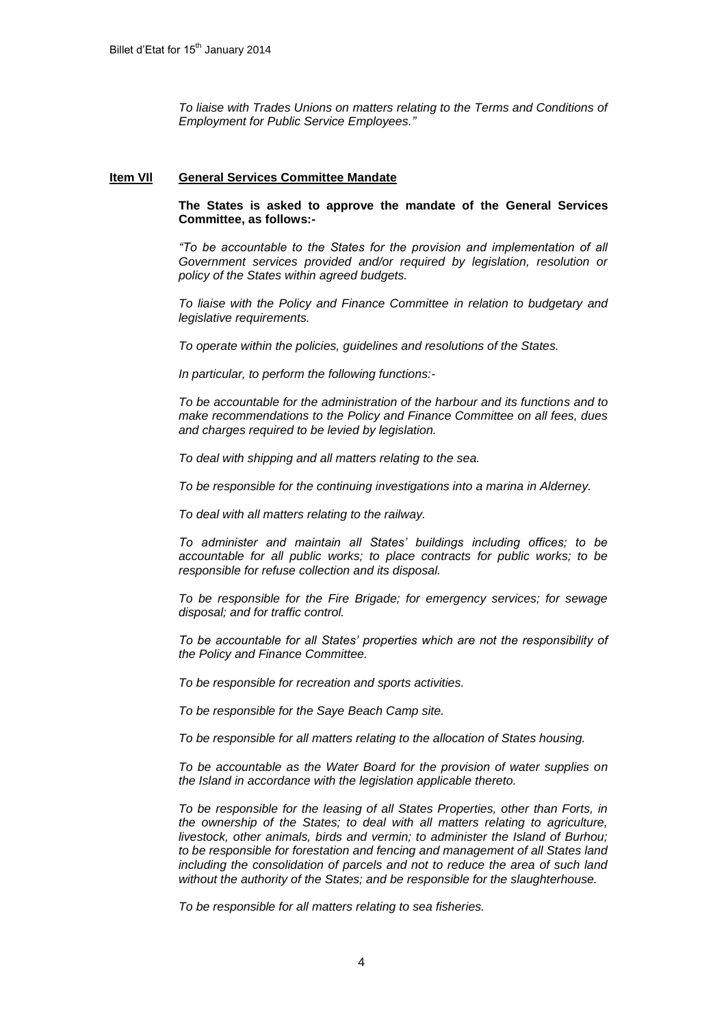*To liaise with Trades Unions on matters relating to the Terms and Conditions of Employment for Public Service Employees."*

**Item VII** **General Services Committee Mandate**

**The States is asked to approve the mandate of the General Services Committee, as follows:-**

*"To be accountable to the States for the provision and implementation of all Government services provided and/or required by legislation, resolution or policy of the States within agreed budgets.*

*To liaise with the Policy and Finance Committee in relation to budgetary and legislative requirements.*

*To operate within the policies, guidelines and resolutions of the States.*

*In particular, to perform the following functions:-*

*To be accountable for the administration of the harbour and its functions and to make recommendations to the Policy and Finance Committee on all fees, dues and charges required to be levied by legislation.*

*To deal with shipping and all matters relating to the sea.*

*To be responsible for the continuing investigations into a marina in Alderney.*

*To deal with all matters relating to the railway.*

*To administer and maintain all States' buildings including offices; to be accountable for all public works; to place contracts for public works; to be responsible for refuse collection and its disposal.*

*To be responsible for the Fire Brigade; for emergency services; for sewage disposal; and for traffic control.*

*To be accountable for all States' properties which are not the responsibility of the Policy and Finance Committee.*

*To be responsible for recreation and sports activities.*

*To be responsible for the Saye Beach Camp site.*

*To be responsible for all matters relating to the allocation of States housing.*

*To be accountable as the Water Board for the provision of water supplies on the Island in accordance with the legislation applicable thereto.*

*To be responsible for the leasing of all States Properties, other than Forts, in the ownership of the States; to deal with all matters relating to agriculture, livestock, other animals, birds and vermin; to administer the Island of Burhou; to be responsible for forestation and fencing and management of all States land including the consolidation of parcels and not to reduce the area of such land without the authority of the States; and be responsible for the slaughterhouse.*

*To be responsible for all matters relating to sea fisheries.*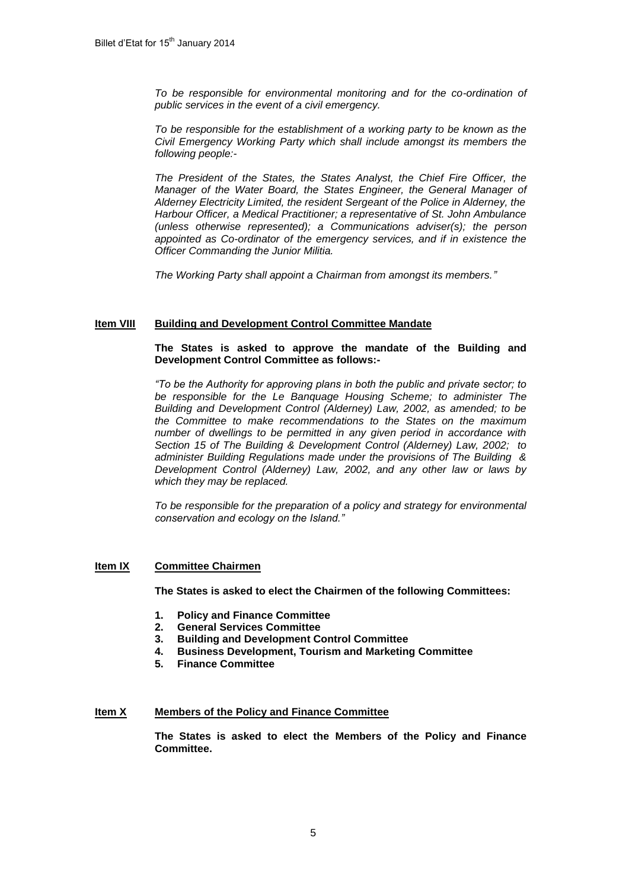*To be responsible for environmental monitoring and for the co-ordination of public services in the event of a civil emergency.*

*To be responsible for the establishment of a working party to be known as the Civil Emergency Working Party which shall include amongst its members the following people:-*

*The President of the States, the States Analyst, the Chief Fire Officer, the Manager of the Water Board, the States Engineer, the General Manager of Alderney Electricity Limited, the resident Sergeant of the Police in Alderney, the Harbour Officer, a Medical Practitioner; a representative of St. John Ambulance (unless otherwise represented); a Communications adviser(s); the person appointed as Co-ordinator of the emergency services, and if in existence the Officer Commanding the Junior Militia.*

*The Working Party shall appoint a Chairman from amongst its members."*

## Item VIII Building and Development Control Committee Mandate

**The States is asked to approve the mandate of the Building and Development Control Committee as follows:-**

*"To be the Authority for approving plans in both the public and private sector; to be responsible for the Le Banquage Housing Scheme; to administer The Building and Development Control (Alderney) Law, 2002, as amended; to be the Committee to make recommendations to the States on the maximum number of dwellings to be permitted in any given period in accordance with Section 15 of The Building & Development Control (Alderney) Law, 2002; to administer Building Regulations made under the provisions of The Building & Development Control (Alderney) Law, 2002, and any other law or laws by which they may be replaced.*

*To be responsible for the preparation of a policy and strategy for environmental conservation and ecology on the Island."*

## Item IX Committee Chairmen

**The States is asked to elect the Chairmen of the following Committees:**

1. **Policy and Finance Committee**
2. **General Services Committee**
3. **Building and Development Control Committee**
4. **Business Development, Tourism and Marketing Committee**
5. **Finance Committee**

## Item X Members of the Policy and Finance Committee

**The States is asked to elect the Members of the Policy and Finance Committee.**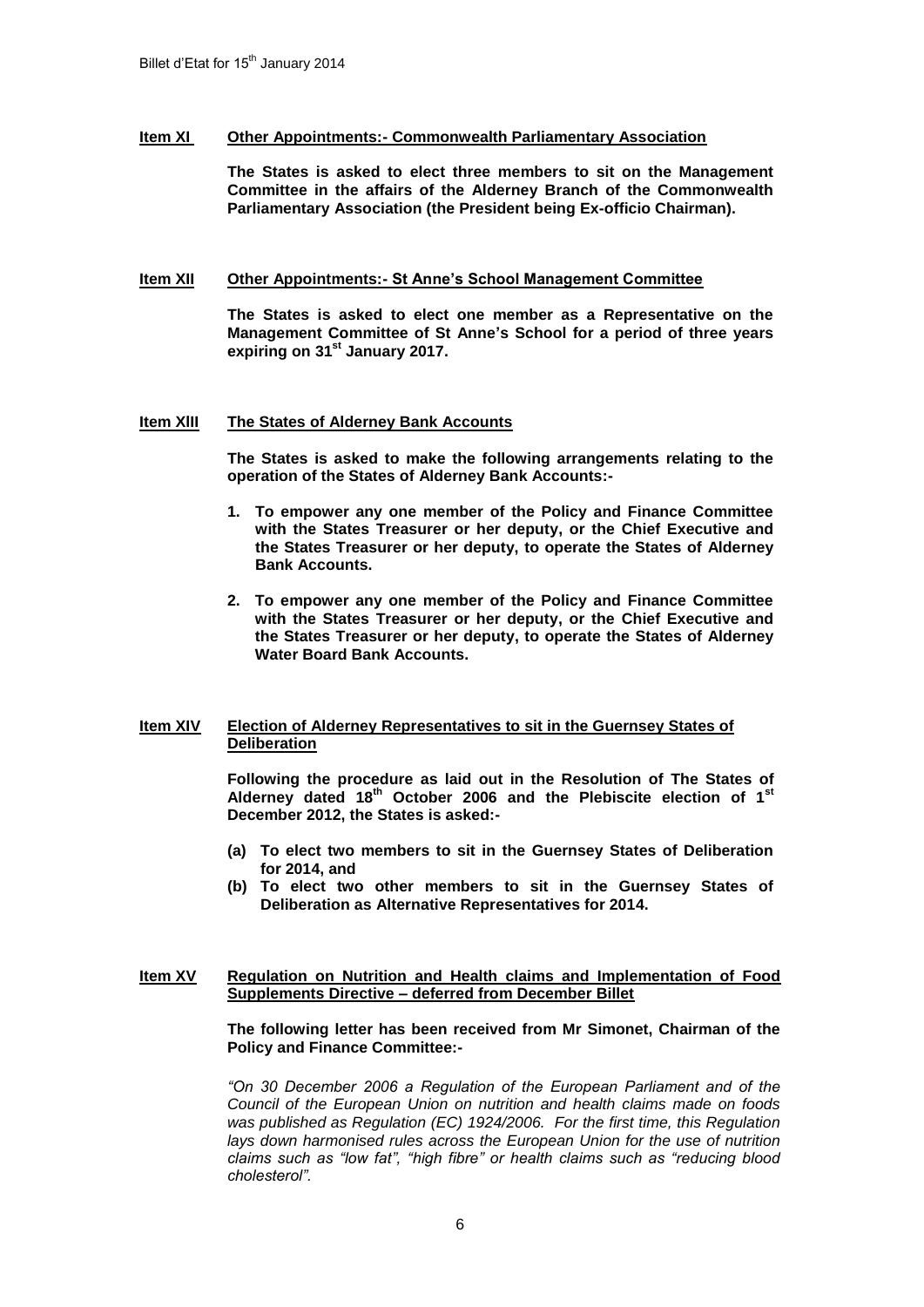**Item XI** **Other Appointments:- Commonwealth Parliamentary Association**

**The States is asked to elect three members to sit on the Management Committee in the affairs of the Alderney Branch of the Commonwealth Parliamentary Association (the President being Ex-officio Chairman).**

**Item XII** **Other Appointments:- St Anne's School Management Committee**

**The States is asked to elect one member as a Representative on the Management Committee of St Anne's School for a period of three years expiring on 31st January 2017.**

**Item XIII** **The States of Alderney Bank Accounts**

**The States is asked to make the following arrangements relating to the operation of the States of Alderney Bank Accounts:-**

1. **To empower any one member of the Policy and Finance Committee with the States Treasurer or her deputy, or the Chief Executive and the States Treasurer or her deputy, to operate the States of Alderney Bank Accounts.**
2. **To empower any one member of the Policy and Finance Committee with the States Treasurer or her deputy, or the Chief Executive and the States Treasurer or her deputy, to operate the States of Alderney Water Board Bank Accounts.**

**Item XIV** **Election of Alderney Representatives to sit in the Guernsey States of Deliberation**

**Following the procedure as laid out in the Resolution of The States of Alderney dated 18th October 2006 and the Plebiscite election of 1st December 2012, the States is asked:-**

- **(a) To elect two members to sit in the Guernsey States of Deliberation for 2014, and**
- **(b) To elect two other members to sit in the Guernsey States of Deliberation as Alternative Representatives for 2014.**

**Item XV** **Regulation on Nutrition and Health claims and Implementation of Food Supplements Directive – deferred from December Billet**

**The following letter has been received from Mr Simonet, Chairman of the Policy and Finance Committee:-**

*"On 30 December 2006 a Regulation of the European Parliament and of the Council of the European Union on nutrition and health claims made on foods was published as Regulation (EC) 1924/2006. For the first time, this Regulation lays down harmonised rules across the European Union for the use of nutrition claims such as "low fat", "high fibre" or health claims such as "reducing blood cholesterol".*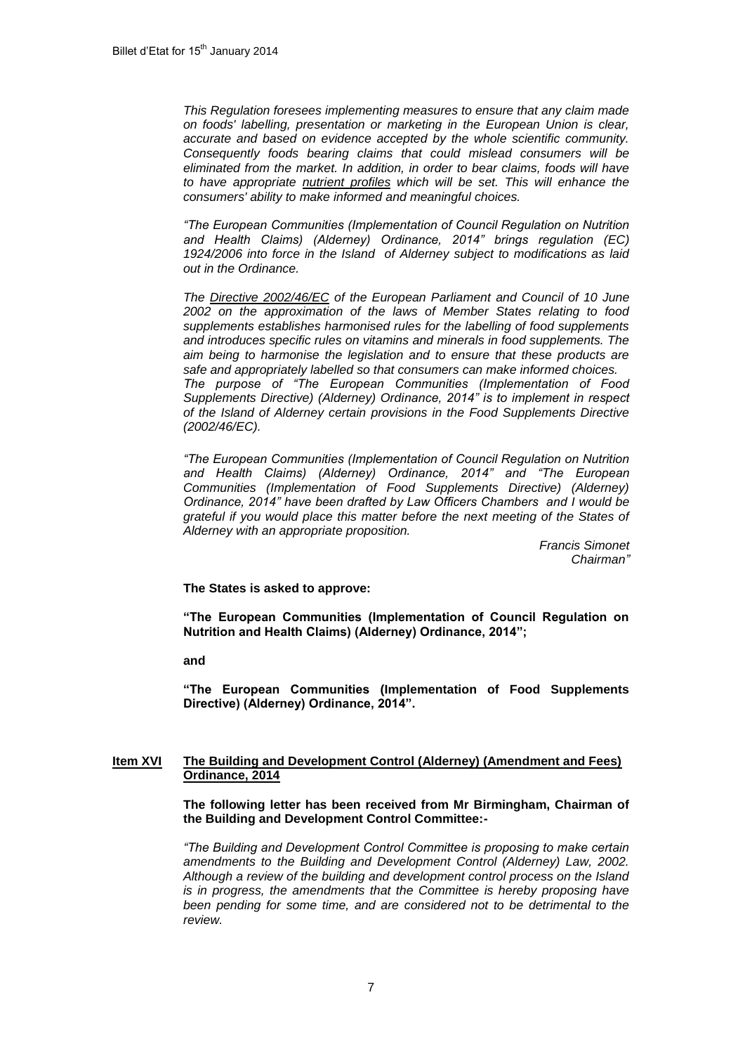*This Regulation foresees implementing measures to ensure that any claim made on foods' labelling, presentation or marketing in the European Union is clear, accurate and based on evidence accepted by the whole scientific community. Consequently foods bearing claims that could mislead consumers will be eliminated from the market. In addition, in order to bear claims, foods will have to have appropriate nutrient profiles which will be set. This will enhance the consumers' ability to make informed and meaningful choices.*

*"The European Communities (Implementation of Council Regulation on Nutrition and Health Claims) (Alderney) Ordinance, 2014" brings regulation (EC) 1924/2006 into force in the Island of Alderney subject to modifications as laid out in the Ordinance.*

*The Directive 2002/46/EC of the European Parliament and Council of 10 June 2002 on the approximation of the laws of Member States relating to food supplements establishes harmonised rules for the labelling of food supplements and introduces specific rules on vitamins and minerals in food supplements. The aim being to harmonise the legislation and to ensure that these products are safe and appropriately labelled so that consumers can make informed choices. The purpose of "The European Communities (Implementation of Food Supplements Directive) (Alderney) Ordinance, 2014" is to implement in respect of the Island of Alderney certain provisions in the Food Supplements Directive (2002/46/EC).*

*"The European Communities (Implementation of Council Regulation on Nutrition and Health Claims) (Alderney) Ordinance, 2014" and "The European Communities (Implementation of Food Supplements Directive) (Alderney) Ordinance, 2014" have been drafted by Law Officers Chambers and I would be grateful if you would place this matter before the next meeting of the States of Alderney with an appropriate proposition.*

*Francis Simonet*
*Chairman"*

**The States is asked to approve:**

**"The European Communities (Implementation of Council Regulation on Nutrition and Health Claims) (Alderney) Ordinance, 2014";**

**and**

**"The European Communities (Implementation of Food Supplements Directive) (Alderney) Ordinance, 2014".**

## Item XVI The Building and Development Control (Alderney) (Amendment and Fees) Ordinance, 2014

**The following letter has been received from Mr Birmingham, Chairman of the Building and Development Control Committee:-**

*"The Building and Development Control Committee is proposing to make certain amendments to the Building and Development Control (Alderney) Law, 2002. Although a review of the building and development control process on the Island is in progress, the amendments that the Committee is hereby proposing have been pending for some time, and are considered not to be detrimental to the review.*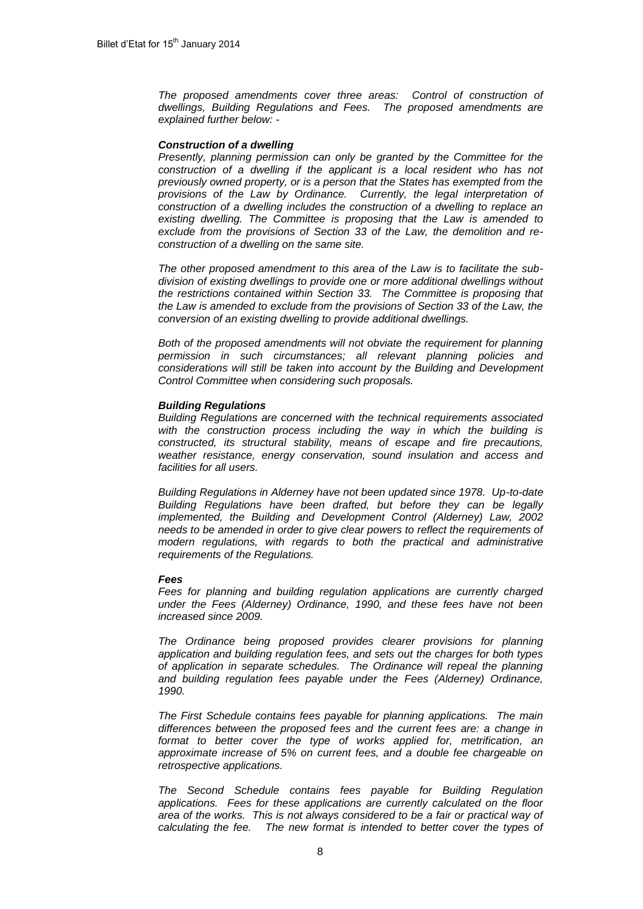*The proposed amendments cover three areas: Control of construction of dwellings, Building Regulations and Fees. The proposed amendments are explained further below: -*

***Construction of a dwelling***

*Presently, planning permission can only be granted by the Committee for the construction of a dwelling if the applicant is a local resident who has not previously owned property, or is a person that the States has exempted from the provisions of the Law by Ordinance. Currently, the legal interpretation of construction of a dwelling includes the construction of a dwelling to replace an existing dwelling. The Committee is proposing that the Law is amended to exclude from the provisions of Section 33 of the Law, the demolition and re-construction of a dwelling on the same site.*

*The other proposed amendment to this area of the Law is to facilitate the sub-division of existing dwellings to provide one or more additional dwellings without the restrictions contained within Section 33. The Committee is proposing that the Law is amended to exclude from the provisions of Section 33 of the Law, the conversion of an existing dwelling to provide additional dwellings.*

*Both of the proposed amendments will not obviate the requirement for planning permission in such circumstances; all relevant planning policies and considerations will still be taken into account by the Building and Development Control Committee when considering such proposals.*

***Building Regulations***

*Building Regulations are concerned with the technical requirements associated with the construction process including the way in which the building is constructed, its structural stability, means of escape and fire precautions, weather resistance, energy conservation, sound insulation and access and facilities for all users.*

*Building Regulations in Alderney have not been updated since 1978. Up-to-date Building Regulations have been drafted, but before they can be legally implemented, the Building and Development Control (Alderney) Law, 2002 needs to be amended in order to give clear powers to reflect the requirements of modern regulations, with regards to both the practical and administrative requirements of the Regulations.*

***Fees***

*Fees for planning and building regulation applications are currently charged under the Fees (Alderney) Ordinance, 1990, and these fees have not been increased since 2009.*

*The Ordinance being proposed provides clearer provisions for planning application and building regulation fees, and sets out the charges for both types of application in separate schedules. The Ordinance will repeal the planning and building regulation fees payable under the Fees (Alderney) Ordinance, 1990.*

*The First Schedule contains fees payable for planning applications. The main differences between the proposed fees and the current fees are: a change in format to better cover the type of works applied for, metrification, an approximate increase of 5% on current fees, and a double fee chargeable on retrospective applications.*

*The Second Schedule contains fees payable for Building Regulation applications. Fees for these applications are currently calculated on the floor area of the works. This is not always considered to be a fair or practical way of calculating the fee. The new format is intended to better cover the types of*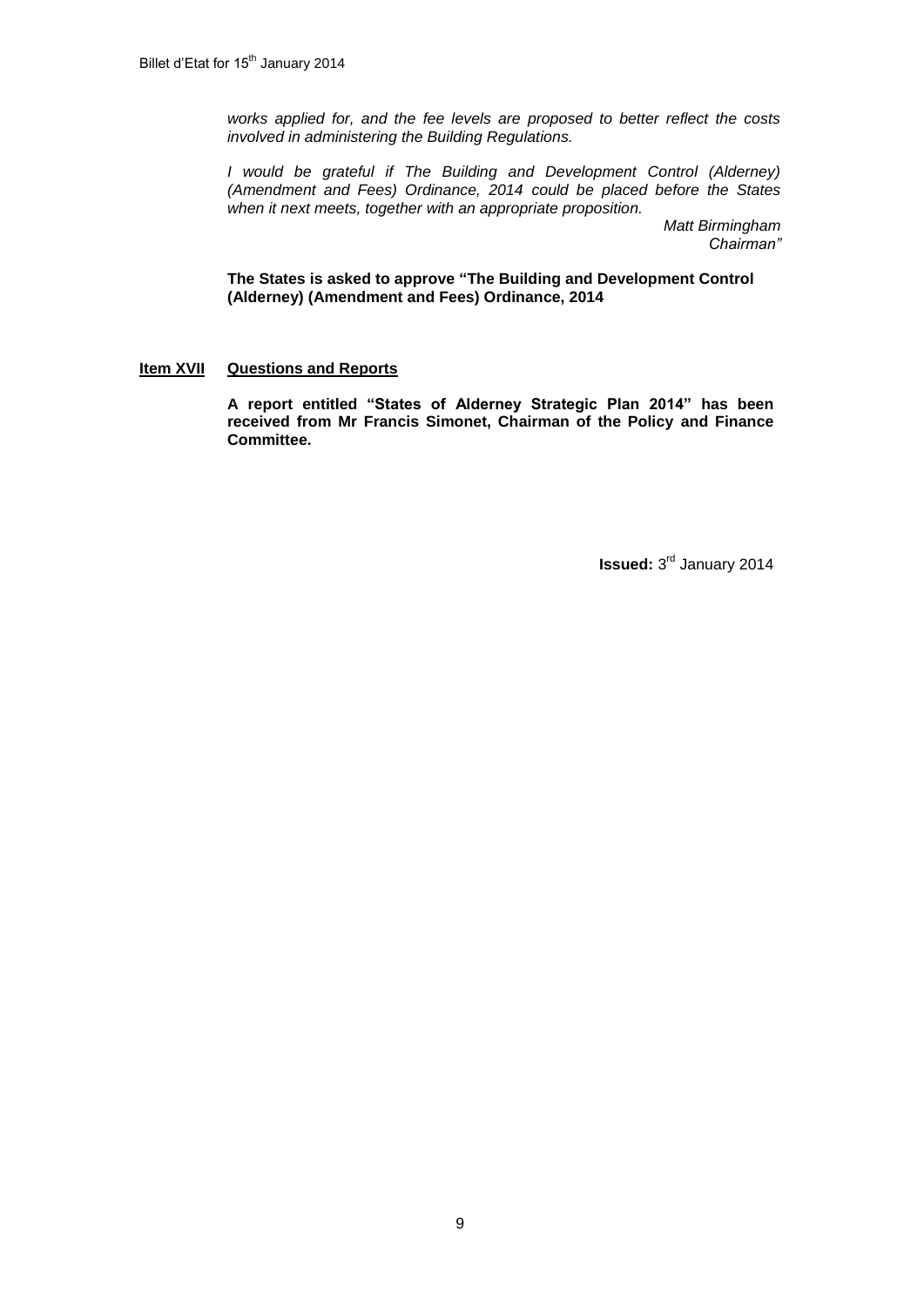*works applied for, and the fee levels are proposed to better reflect the costs involved in administering the Building Regulations.*

*I would be grateful if The Building and Development Control (Alderney) (Amendment and Fees) Ordinance, 2014 could be placed before the States when it next meets, together with an appropriate proposition.*

*Matt Birmingham*
*Chairman"*

**The States is asked to approve "The Building and Development Control (Alderney) (Amendment and Fees) Ordinance, 2014**

**Item XVII Questions and Reports**

**A report entitled "States of Alderney Strategic Plan 2014" has been received from Mr Francis Simonet, Chairman of the Policy and Finance Committee.**

**Issued:** 3rd January 2014